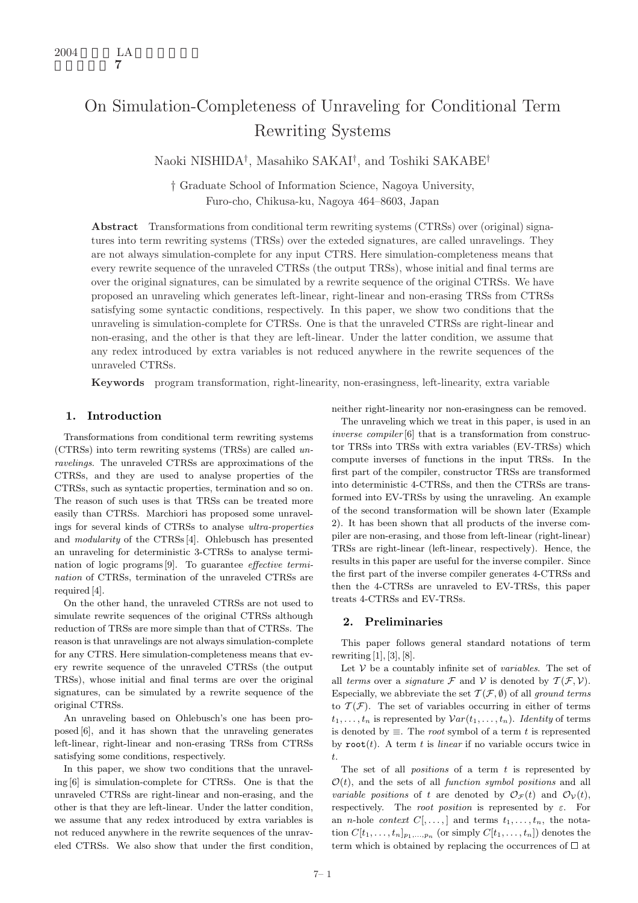# On Simulation-Completeness of Unraveling for Conditional Term Rewriting Systems

Naoki NISHIDA†, Masahiko SAKAI†, and Toshiki SAKABE†

† Graduate School of Information Science, Nagoya University,
Furo-cho, Chikusa-ku, Nagoya 464–8603, Japan

**Abstract** Transformations from conditional term rewriting systems (CTRSs) over (original) signatures into term rewriting systems (TRSs) over the exteded signatures, are called unravelings. They are not always simulation-complete for any input CTRS. Here simulation-completeness means that every rewrite sequence of the unraveled CTRSs (the output TRSs), whose initial and final terms are over the original signatures, can be simulated by a rewrite sequence of the original CTRSs. We have proposed an unraveling which generates left-linear, right-linear and non-erasing TRSs from CTRSs satisfying some syntactic conditions, respectively. In this paper, we show two conditions that the unraveling is simulation-complete for CTRSs. One is that the unraveled CTRSs are right-linear and non-erasing, and the other is that they are left-linear. Under the latter condition, we assume that any redex introduced by extra variables is not reduced anywhere in the rewrite sequences of the unraveled CTRSs.

**Keywords** program transformation, right-linearity, non-erasingness, left-linearity, extra variable

## 1. Introduction

Transformations from conditional term rewriting systems (CTRSs) into term rewriting systems (TRSs) are called *unravelings*. The unraveled CTRSs are approximations of the CTRSs, and they are used to analyse properties of the CTRSs, such as syntactic properties, termination and so on. The reason of such uses is that TRSs can be treated more easily than CTRSs. Marchiori has proposed some unravelings for several kinds of CTRSs to analyse *ultra-properties* and *modularity* of the CTRSs [4]. Ohlebusch has presented an unraveling for deterministic 3-CTRSs to analyse termination of logic programs [9]. To guarantee *effective termination* of CTRSs, termination of the unraveled CTRSs are required [4].

On the other hand, the unraveled CTRSs are not used to simulate rewrite sequences of the original CTRSs although reduction of TRSs are more simple than that of CTRSs. The reason is that unravelings are not always simulation-complete for any CTRS. Here simulation-completeness means that every rewrite sequence of the unraveled CTRSs (the output TRSs), whose initial and final terms are over the original signatures, can be simulated by a rewrite sequence of the original CTRSs.

An unraveling based on Ohlebusch's one has been proposed [6], and it has shown that the unraveling generates left-linear, right-linear and non-erasing TRSs from CTRSs satisfying some conditions, respectively.

In this paper, we show two conditions that the unraveling [6] is simulation-complete for CTRSs. One is that the unraveled CTRSs are right-linear and non-erasing, and the other is that they are left-linear. Under the latter condition, we assume that any redex introduced by extra variables is not reduced anywhere in the rewrite sequences of the unraveled CTRSs. We also show that under the first condition, neither right-linearity nor non-erasingness can be removed.

The unraveling which we treat in this paper, is used in an *inverse compiler* [6] that is a transformation from constructor TRSs into TRSs with extra variables (EV-TRSs) which compute inverses of functions in the input TRSs. In the first part of the compiler, constructor TRSs are transformed into deterministic 4-CTRSs, and then the CTRSs are transformed into EV-TRSs by using the unraveling. An example of the second transformation will be shown later (Example 2). It has been shown that all products of the inverse compiler are non-erasing, and those from left-linear (right-linear) TRSs are right-linear (left-linear, respectively). Hence, the results in this paper are useful for the inverse compiler. Since the first part of the inverse compiler generates 4-CTRSs and then the 4-CTRSs are unraveled to EV-TRSs, this paper treats 4-CTRSs and EV-TRSs.

## 2. Preliminaries

This paper follows general standard notations of term rewriting [1], [3], [8].

Let $\mathcal{V}$ be a countably infinite set of *variables*. The set of all *terms* over a *signature* $\mathcal{F}$ and $\mathcal{V}$ is denoted by $\mathcal{T}(\mathcal{F},\mathcal{V})$. Especially, we abbreviate the set $\mathcal{T}(\mathcal{F},\emptyset)$ of all *ground terms* to $\mathcal{T}(\mathcal{F})$. The set of variables occurring in either of terms $t_1,\ldots,t_n$ is represented by $\mathcal{V}ar(t_1,\ldots,t_n)$. *Identity* of terms is denoted by $\equiv$. The *root* symbol of a term $t$ is represented by $\mathtt{root}(t)$. A term $t$ is *linear* if no variable occurs twice in $t$.

The set of all *positions* of a term $t$ is represented by $\mathcal{O}(t)$, and the sets of all *function symbol positions* and all *variable positions* of $t$ are denoted by $\mathcal{O}_{\mathcal{F}}(t)$ and $\mathcal{O}_{\mathcal{V}}(t)$, respectively. The *root position* is represented by $\varepsilon$. For an $n$-hole *context* $C[,\ldots,]$ and terms $t_1,\ldots,t_n$, the notation $C[t_1,\ldots,t_n]_{p_1,\ldots,p_n}$ (or simply $C[t_1,\ldots,t_n]$) denotes the term which is obtained by replacing the occurrences of $\Box$ at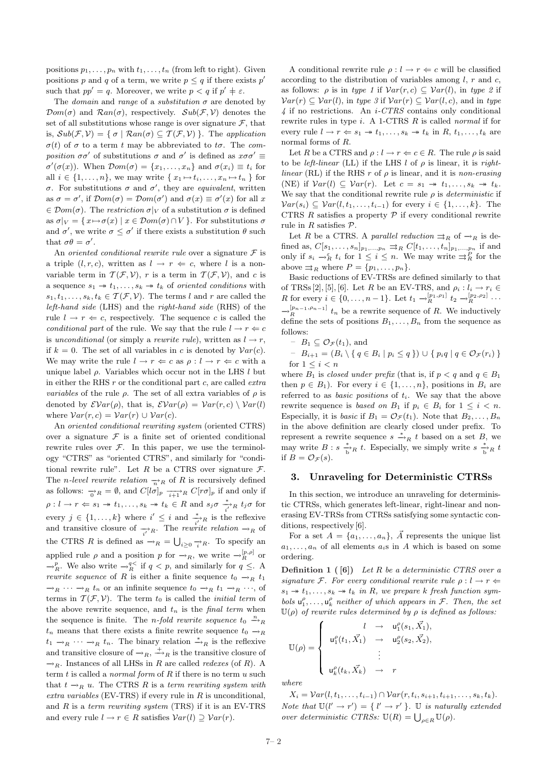positions $p_1, \ldots, p_n$ with $t_1, \ldots, t_n$ (from left to right). Given positions $p$ and $q$ of a term, we write $p \leq q$ if there exists $p'$ such that $pp' = q$. Moreover, we write $p < q$ if $p' \neq \varepsilon$.

The *domain* and *range* of a *substitution* $\sigma$ are denoted by $\mathcal{D}om(\sigma)$ and $\mathcal{R}an(\sigma)$, respectively. $\mathcal{S}ub(\mathcal{F}, \mathcal{V})$ denotes the set of all substitutions whose range is over signature $\mathcal{F}$, that is, $\mathcal{S}ub(\mathcal{F}, \mathcal{V}) = \{ \sigma \mid \mathcal{R}an(\sigma) \subseteq \mathcal{T}(\mathcal{F}, \mathcal{V}) \}$. The *application* $\sigma(t)$ of $\sigma$ to a term $t$ may be abbreviated to $t\sigma$. The *composition* $\sigma\sigma'$ of substitutions $\sigma$ and $\sigma'$ is defined as $x\sigma\sigma' \equiv \sigma'(\sigma(x))$. When $\mathcal{D}om(\sigma) = \{x_1, \ldots, x_n\}$ and $\sigma(x_i) \equiv t_i$ for all $i \in \{1, \ldots, n\}$, we may write $\{ x_1 \mapsto t_i, \ldots, x_n \mapsto t_n \}$ for $\sigma$. For substitutions $\sigma$ and $\sigma'$, they are *equivalent*, written as $\sigma = \sigma'$, if $\mathcal{D}om(\sigma) = \mathcal{D}om(\sigma')$ and $\sigma(x) \equiv \sigma'(x)$ for all $x \in \mathcal{D}om(\sigma)$. The *restriction* $\sigma|_V$ of a substitution $\sigma$ is defined as $\sigma|_V = \{ x \mapsto \sigma(x) \mid x \in \mathcal{D}om(\sigma) \cap V \}$. For substitutions $\sigma$ and $\sigma'$, we write $\sigma \leq \sigma'$ if there exists a substitution $\theta$ such that $\sigma\theta = \sigma'$.

An *oriented conditional rewrite rule* over a signature $\mathcal{F}$ is a triple $(l, r, c)$, written as $l \to r \Leftarrow c$, where $l$ is a non-variable term in $\mathcal{T}(\mathcal{F}, \mathcal{V})$, $r$ is a term in $\mathcal{T}(\mathcal{F}, \mathcal{V})$, and $c$ is a sequence $s_1 \twoheadrightarrow t_1, \ldots, s_k \twoheadrightarrow t_k$ of *oriented conditions* with $s_1, t_1, \ldots, s_k, t_k \in \mathcal{T}(\mathcal{F}, \mathcal{V})$. The terms $l$ and $r$ are called the *left-hand side* (LHS) and the *right-hand side* (RHS) of the rule $l \to r \Leftarrow c$, respectively. The sequence $c$ is called the *conditional part* of the rule. We say that the rule $l \to r \Leftarrow c$ is *unconditional* (or simply a *rewrite rule*), written as $l \to r$, if $k = 0$. The set of all variables in $c$ is denoted by $\mathcal{V}ar(c)$. We may write the rule $l \to r \Leftarrow c$ as $\rho : l \to r \Leftarrow c$ with a unique label $\rho$. Variables which occur not in the LHS $l$ but in either the RHS $r$ or the conditional part $c$, are called *extra variables* of the rule $\rho$. The set of all extra variables of $\rho$ is denoted by $\mathcal{EV}ar(\rho)$, that is, $\mathcal{EV}ar(\rho) = \mathcal{V}ar(r, c) \setminus \mathcal{V}ar(l)$ where $\mathcal{V}ar(r, c) = \mathcal{V}ar(r) \cup \mathcal{V}ar(c)$.

An *oriented conditional rewriting system* (oriented CTRS) over a signature $\mathcal{F}$ is a finite set of oriented conditional rewrite rules over $\mathcal{F}$. In this paper, we use the terminology "CTRS" as "oriented CTRS", and similarly for "conditional rewrite rule". Let $R$ be a CTRS over signature $\mathcal{F}$. The *n-level rewrite relation* $\underset{n}{\rightharpoonup}_R$ of $R$ is recursively defined as follows: $\underset{0}{\rightharpoonup}_R = \emptyset$, and $C[l\sigma]_p \underset{i+1}{\rightharpoonup}_R C[r\sigma]_p$ if and only if $\rho : l \to r \Leftarrow s_1 \twoheadrightarrow t_1, \ldots, s_k \twoheadrightarrow t_k \in R$ and $s_j\sigma \underset{i'}{\overset{*}{\rightharpoonup}}_R t_j\sigma$ for every $j \in \{1, \ldots, k\}$ where $i' \leq i$ and $\underset{i'}{\overset{*}{\rightharpoonup}}_R$ is the reflexive and transitive closure of $\underset{i'}{\rightharpoonup}_R$. The *rewrite relation* $\rightharpoonup_R$ of the CTRS $R$ is defined as $\rightharpoonup_R = \bigcup_{i \geq 0} \underset{i}{\rightharpoonup}_R$. To specify an applied rule $\rho$ and a position $p$ for $\rightharpoonup_R$, we write $\rightharpoonup_R^{[p,\rho]}$ or $\rightharpoonup_R^{p}$. We also write $\rightharpoonup_R^{q<}$ if $q < p$, and similarly for $q \leq$. A *rewrite sequence* of $R$ is either a finite sequence $t_0 \rightharpoonup_R t_1 \rightharpoonup_R \cdots \rightharpoonup_R t_n$ or an infinite sequence $t_0 \rightharpoonup_R t_1 \rightharpoonup_R \cdots$, of terms in $\mathcal{T}(\mathcal{F}, \mathcal{V})$. The term $t_0$ is called the *initial term* of the above rewrite sequence, and $t_n$ is the *final term* when the sequence is finite. The *n-fold rewrite sequence* $t_0 \overset{n}{\rightharpoonup}_R t_n$ means that there exists a finite rewrite sequence $t_0 \rightharpoonup_R t_1 \rightharpoonup_R \cdots \rightharpoonup_R t_n$. The binary relation $\overset{*}{\rightharpoonup}_R$ is the reflexive and transitive closure of $\rightharpoonup_R$, $\overset{+}{\rightharpoonup}_R$ is the transitive closure of $\rightharpoonup_R$. Instances of all LHSs in $R$ are called *redexes* (of $R$). A term $t$ is called a *normal form* of $R$ if there is no term $u$ such that $t \rightharpoonup_R u$. The CTRS $R$ is a *term rewriting system with extra variables* (EV-TRS) if every rule in $R$ is unconditional, and $R$ is a *term rewriting system* (TRS) if it is an EV-TRS and every rule $l \to r \in R$ satisfies $\mathcal{V}ar(l) \supseteq \mathcal{V}ar(r)$.

A conditional rewrite rule $\rho : l \to r \Leftarrow c$ will be classified according to the distribution of variables among $l$, $r$ and $c$, as follows: $\rho$ is in *type 1* if $\mathcal{V}ar(r, c) \subseteq \mathcal{V}ar(l)$, in *type 2* if $\mathcal{V}ar(r) \subseteq \mathcal{V}ar(l)$, in *type 3* if $\mathcal{V}ar(r) \subseteq \mathcal{V}ar(l, c)$, and in *type 4* if no restrictions. An *i-CTRS* contains only conditional rewrite rules in type $i$. A 1-CTRS $R$ is called *normal* if for every rule $l \to r \Leftarrow s_1 \twoheadrightarrow t_1, \ldots, s_k \twoheadrightarrow t_k$ in $R$, $t_1, \ldots, t_k$ are normal forms of $R$.

Let $R$ be a CTRS and $\rho : l \to r \Leftarrow c \in R$. The rule $\rho$ is said to be *left-linear* (LL) if the LHS $l$ of $\rho$ is linear, it is *right-linear* (RL) if the RHS $r$ of $\rho$ is linear, and it is *non-erasing* (NE) if $\mathcal{V}ar(l) \subseteq \mathcal{V}ar(r)$. Let $c = s_1 \twoheadrightarrow t_1, \ldots, s_k \twoheadrightarrow t_k$. We say that the conditional rewrite rule $\rho$ is *deterministic* if $\mathcal{V}ar(s_i) \subseteq \mathcal{V}ar(l, t_1, \ldots, t_{i-1})$ for every $i \in \{1, \ldots, k\}$. The CTRS $R$ satisfies a property $\mathcal{P}$ if every conditional rewrite rule in $R$ satisfies $\mathcal{P}$.

Let $R$ be a CTRS. A *parallel reduction* $\rightrightarrows_R$ of $\rightharpoonup_R$ is defined as, $C[s_1, \ldots, s_n]_{p_1,\ldots,p_n} \rightrightarrows_R C[t_1, \ldots, t_n]_{p_1,\ldots,p_n}$ if and only if $s_i \rightharpoonup_R^{\varepsilon} t_i$ for $1 \leq i \leq n$. We may write $\rightrightarrows_R^{P}$ for the above $\rightrightarrows_R$ where $P = \{p_1, \ldots, p_n\}$.

Basic reductions of EV-TRSs are defined similarly to that of TRSs [2], [5], [6]. Let $R$ be an EV-TRS, and $\rho_i : l_i \to r_i \in R$ for every $i \in \{0, \ldots, n-1\}$. Let $t_1 \rightharpoonup_R^{[p_1,\rho_1]} t_2 \rightharpoonup_R^{[p_2,\rho_2]} \cdots \rightharpoonup_R^{[p_{n-1},\rho_{n-1}]} t_n$ be a rewrite sequence of $R$. We inductively define the sets of positions $B_1, \ldots, B_n$ from the sequence as follows:

- $B_1 \subseteq \mathcal{O}_{\mathcal{F}}(t_1)$, and
- $B_{i+1} = (B_i \setminus \{ q \in B_i \mid p_i \leq q \}) \cup \{ p_i q \mid q \in \mathcal{O}_{\mathcal{F}}(r_i) \}$ for $1 \leq i < n$

where $B_1$ is *closed under prefix* (that is, if $p < q$ and $q \in B_1$ then $p \in B_1$). For every $i \in \{1, \ldots, n\}$, positions in $B_i$ are referred to as *basic positions* of $t_i$. We say that the above rewrite sequence is *based on* $B_1$ if $p_i \in B_i$ for $1 \leq i < n$. Especially, it is *basic* if $B_1 = \mathcal{O}_{\mathcal{F}}(t_1)$. Note that $B_2, \ldots, B_n$ in the above definition are clearly closed under prefix. To represent a rewrite sequence $s \overset{*}{\rightharpoonup}_R t$ based on a set $B$, we may write $B : s \underset{\mathrm{b}}{\overset{*}{\rightharpoonup}}_R t$. Especially, we simply write $s \underset{\mathrm{b}}{\overset{*}{\rightharpoonup}}_R t$ if $B = \mathcal{O}_{\mathcal{F}}(s)$.

## 3. Unraveling for Deterministic CTRSs

In this section, we introduce an unraveling for deterministic CTRSs, which generates left-linear, right-linear and non-erasing EV-TRSs from CTRSs satisfying some syntactic conditions, respectively [6].

For a set $A = \{a_1, \ldots, a_n\}$, $\vec{A}$ represents the unique list $a_1, \ldots, a_n$ of all elements $a_i$s in $A$ which is based on some ordering.

**Definition 1 ( [6])** *Let $R$ be a deterministic CTRS over a signature $\mathcal{F}$. For every conditional rewrite rule $\rho : l \to r \Leftarrow s_1 \twoheadrightarrow t_1, \ldots, s_k \twoheadrightarrow t_k$ in $R$, we prepare $k$ fresh function symbols $\mathsf{u}_1^{\rho}, \ldots, \mathsf{u}_k^{\rho}$ neither of which appears in $\mathcal{F}$. Then, the set $\mathbb{U}(\rho)$ of rewrite rules determined by $\rho$ is defined as follows:*

$$
\mathbb{U}(\rho) = \left\{
\begin{array}{rcl}
l & \to & \mathsf{u}_1^{\rho}(s_1, \vec{X}_1), \\
\mathsf{u}_1^{\rho}(t_1, \vec{X}_1) & \to & \mathsf{u}_2^{\rho}(s_2, \vec{X}_2), \\
& \vdots & \\
\mathsf{u}_k^{\rho}(t_k, \vec{X}_k) & \to & r
\end{array}
\right.
$$

*where*

$X_i = \mathcal{V}ar(l, t_1, \ldots, t_{i-1}) \cap \mathcal{V}ar(r, t_i, s_{i+1}, t_{i+1}, \ldots, s_k, t_k)$. *Note that $\mathbb{U}(l' \to r') = \{ l' \to r' \}$. $\mathbb{U}$ is naturally extended over deterministic CTRSs: $\mathbb{U}(R) = \bigcup_{\rho \in R} \mathbb{U}(\rho)$.*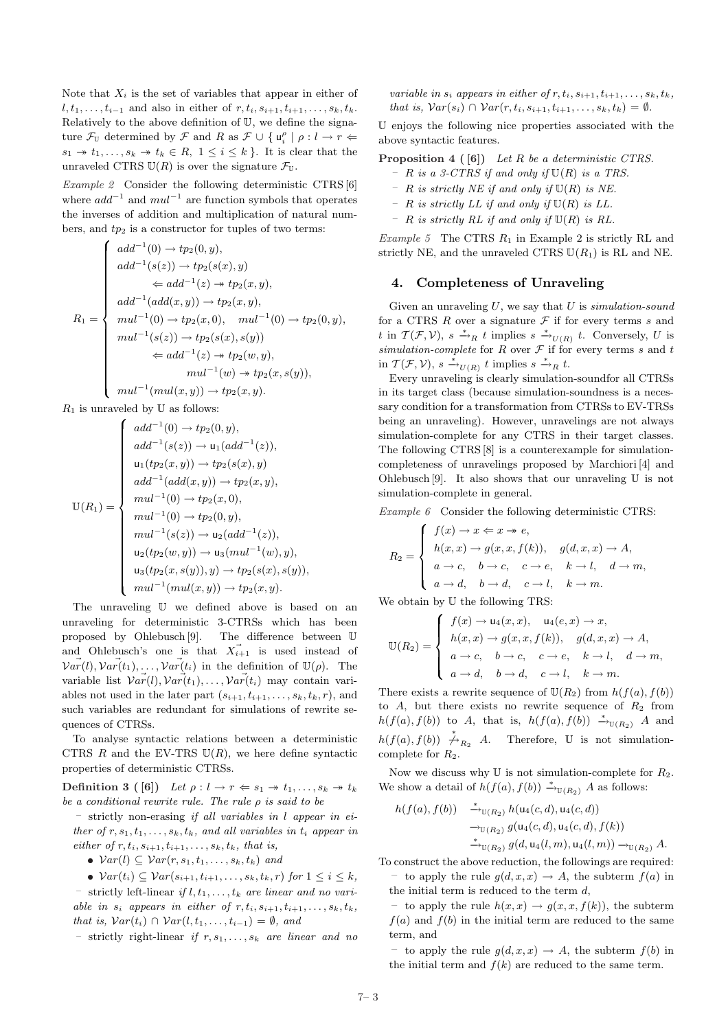Note that $X_i$ is the set of variables that appear in either of $l, t_1, \ldots, t_{i-1}$ and also in either of $r, t_i, s_{i+1}, t_{i+1}, \ldots, s_k, t_k$. Relatively to the above definition of $\mathbb{U}$, we define the signature $\mathcal{F}_{\mathbb{U}}$ determined by $\mathcal{F}$ and $R$ as $\mathcal{F} \cup \{ \mathsf{u}_i^\rho \mid \rho : l \to r \Leftarrow s_1 \twoheadrightarrow t_1, \ldots, s_k \twoheadrightarrow t_k \in R,\ 1 \le i \le k \}$. It is clear that the unraveled CTRS $\mathbb{U}(R)$ is over the signature $\mathcal{F}_{\mathbb{U}}$.

*Example 2* Consider the following deterministic CTRS [6] where $add^{-1}$ and $mul^{-1}$ are function symbols that operates the inverses of addition and multiplication of natural numbers, and $tp_2$ is a constructor for tuples of two terms:

$$R_1 = \left\{ \begin{array}{l} add^{-1}(0) \to tp_2(0, y), \\ add^{-1}(s(z)) \to tp_2(s(x), y) \\ \qquad \Leftarrow add^{-1}(z) \twoheadrightarrow tp_2(x, y), \\ add^{-1}(add(x, y)) \to tp_2(x, y), \\ mul^{-1}(0) \to tp_2(x, 0), \quad mul^{-1}(0) \to tp_2(0, y), \\ mul^{-1}(s(z)) \to tp_2(s(x), s(y)) \\ \qquad \Leftarrow add^{-1}(z) \twoheadrightarrow tp_2(w, y), \\ \qquad\qquad mul^{-1}(w) \twoheadrightarrow tp_2(x, s(y)), \\ mul^{-1}(mul(x, y)) \to tp_2(x, y). \end{array} \right.$$

$R_1$ is unraveled by $\mathbb{U}$ as follows:

$$\mathbb{U}(R_1) = \left\{ \begin{array}{l} add^{-1}(0) \to tp_2(0, y), \\ add^{-1}(s(z)) \to \mathsf{u}_1(add^{-1}(z)), \\ \mathsf{u}_1(tp_2(x, y)) \to tp_2(s(x), y) \\ add^{-1}(add(x, y)) \to tp_2(x, y), \\ mul^{-1}(0) \to tp_2(x, 0), \\ mul^{-1}(0) \to tp_2(0, y), \\ mul^{-1}(s(z)) \to \mathsf{u}_2(add^{-1}(z)), \\ \mathsf{u}_2(tp_2(w, y)) \to \mathsf{u}_3(mul^{-1}(w), y), \\ \mathsf{u}_3(tp_2(x, s(y)), y) \to tp_2(s(x), s(y)), \\ mul^{-1}(mul(x, y)) \to tp_2(x, y). \end{array} \right.$$

The unraveling $\mathbb{U}$ we defined above is based on an unraveling for deterministic 3-CTRSs which has been proposed by Ohlebusch [9]. The difference between $\mathbb{U}$ and Ohlebusch's one is that $\vec{X_{i+1}}$ is used instead of $\vec{\mathcal{V}ar}(l), \vec{\mathcal{V}ar}(t_1), \ldots, \vec{\mathcal{V}ar}(t_i)$ in the definition of $\mathbb{U}(\rho)$. The variable list $\vec{\mathcal{V}ar}(l), \vec{\mathcal{V}ar}(t_1), \ldots, \vec{\mathcal{V}ar}(t_i)$ may contain variables not used in the later part $(s_{i+1}, t_{i+1}, \ldots, s_k, t_k, r)$, and such variables are redundant for simulations of rewrite sequences of CTRSs.

To analyse syntactic relations between a deterministic CTRS $R$ and the EV-TRS $\mathbb{U}(R)$, we here define syntactic properties of deterministic CTRSs.

**Definition 3 ([6])** *Let $\rho : l \to r \Leftarrow s_1 \twoheadrightarrow t_1, \ldots, s_k \twoheadrightarrow t_k$ be a conditional rewrite rule. The rule $\rho$ is said to be*

- strictly non-erasing *if all variables in $l$ appear in either of $r, s_1, t_1, \ldots, s_k, t_k$, and all variables in $t_i$ appear in either of $r, t_i, s_{i+1}, t_{i+1}, \ldots, s_k, t_k$, that is,*
  - $\mathcal{V}ar(l) \subseteq \mathcal{V}ar(r, s_1, t_1, \ldots, s_k, t_k)$ *and*
  - $\mathcal{V}ar(t_i) \subseteq \mathcal{V}ar(s_{i+1}, t_{i+1}, \ldots, s_k, t_k, r)$ *for $1 \le i \le k$,*
- strictly left-linear *if $l, t_1, \ldots, t_k$ are linear and no variable in $s_i$ appears in either of $r, t_i, s_{i+1}, t_{i+1}, \ldots, s_k, t_k$, that is, $\mathcal{V}ar(t_i) \cap \mathcal{V}ar(l, t_1, \ldots, t_{i-1}) = \emptyset$, and*
- strictly right-linear *if $r, s_1, \ldots, s_k$ are linear and no variable in $s_i$ appears in either of $r, t_i, s_{i+1}, t_{i+1}, \ldots, s_k, t_k$, that is, $\mathcal{V}ar(s_i) \cap \mathcal{V}ar(r, t_i, s_{i+1}, t_{i+1}, \ldots, s_k, t_k) = \emptyset$.*

$\mathbb{U}$ enjoys the following nice properties associated with the above syntactic features.

**Proposition 4 ([6])** *Let $R$ be a deterministic CTRS.*

- *$R$ is a 3-CTRS if and only if $\mathbb{U}(R)$ is a TRS.*
- *$R$ is strictly NE if and only if $\mathbb{U}(R)$ is NE.*
- *$R$ is strictly LL if and only if $\mathbb{U}(R)$ is LL.*
- *$R$ is strictly RL if and only if $\mathbb{U}(R)$ is RL.*

*Example 5* The CTRS $R_1$ in Example 2 is strictly RL and strictly NE, and the unraveled CTRS $\mathbb{U}(R_1)$ is RL and NE.

## 4. Completeness of Unraveling

Given an unraveling $U$, we say that $U$ is *simulation-sound* for a CTRS $R$ over a signature $\mathcal{F}$ if for every terms $s$ and $t$ in $\mathcal{T}(\mathcal{F}, \mathcal{V})$, $s \xrightarrow{*}_R t$ implies $s \xrightarrow{*}_{U(R)} t$. Conversely, $U$ is *simulation-complete* for $R$ over $\mathcal{F}$ if for every terms $s$ and $t$ in $\mathcal{T}(\mathcal{F}, \mathcal{V})$, $s \xrightarrow{*}_{U(R)} t$ implies $s \xrightarrow{*}_R t$.

Every unraveling is clearly simulation-soundfor all CTRSs in its target class (because simulation-soundness is a necessary condition for a transformation from CTRSs to EV-TRSs being an unraveling). However, unravelings are not always simulation-complete for any CTRS in their target classes. The following CTRS [8] is a counterexample for simulation-completeness of unravelings proposed by Marchiori [4] and Ohlebusch [9]. It also shows that our unraveling $\mathbb{U}$ is not simulation-complete in general.

*Example 6* Consider the following deterministic CTRS:

$$R_2 = \left\{ \begin{array}{l} f(x) \to x \Leftarrow x \twoheadrightarrow e, \\ h(x, x) \to g(x, x, f(k)), \quad g(d, x, x) \to A, \\ a \to c, \quad b \to c, \quad c \to e, \quad k \to l, \quad d \to m, \\ a \to d, \quad b \to d, \quad c \to l, \quad k \to m. \end{array} \right.$$

We obtain by $\mathbb{U}$ the following TRS:

$$\mathbb{U}(R_2) = \left\{ \begin{array}{l} f(x) \to \mathsf{u}_4(x, x), \quad \mathsf{u}_4(e, x) \to x, \\ h(x, x) \to g(x, x, f(k)), \quad g(d, x, x) \to A, \\ a \to c, \quad b \to c, \quad c \to e, \quad k \to l, \quad d \to m, \\ a \to d, \quad b \to d, \quad c \to l, \quad k \to m. \end{array} \right.$$

There exists a rewrite sequence of $\mathbb{U}(R_2)$ from $h(f(a), f(b))$ to $A$, but there exists no rewrite sequence of $R_2$ from $h(f(a), f(b))$ to $A$, that is, $h(f(a), f(b)) \xrightarrow{*}_{\mathbb{U}(R_2)} A$ and $h(f(a), f(b)) \not\xrightarrow{*}_{R_2} A$. Therefore, $\mathbb{U}$ is not simulation-complete for $R_2$.

Now we discuss why $\mathbb{U}$ is not simulation-complete for $R_2$. We show a detail of $h(f(a), f(b)) \xrightarrow{*}_{\mathbb{U}(R_2)} A$ as follows:

$$\begin{array}{rl} h(f(a), f(b)) & \xrightarrow{*}_{\mathbb{U}(R_2)} h(\mathsf{u}_4(c, d), \mathsf{u}_4(c, d)) \\ & \to_{\mathbb{U}(R_2)} g(\mathsf{u}_4(c, d), \mathsf{u}_4(c, d), f(k)) \\ & \xrightarrow{*}_{\mathbb{U}(R_2)} g(d, \mathsf{u}_4(l, m), \mathsf{u}_4(l, m)) \to_{\mathbb{U}(R_2)} A. \end{array}$$

To construct the above reduction, the followings are required:

- to apply the rule $g(d, x, x) \to A$, the subterm $f(a)$ in the initial term is reduced to the term $d$,
- to apply the rule $h(x, x) \to g(x, x, f(k))$, the subterm $f(a)$ and $f(b)$ in the initial term are reduced to the same term, and
- to apply the rule $g(d, x, x) \to A$, the subterm $f(b)$ in the initial term and $f(k)$ are reduced to the same term.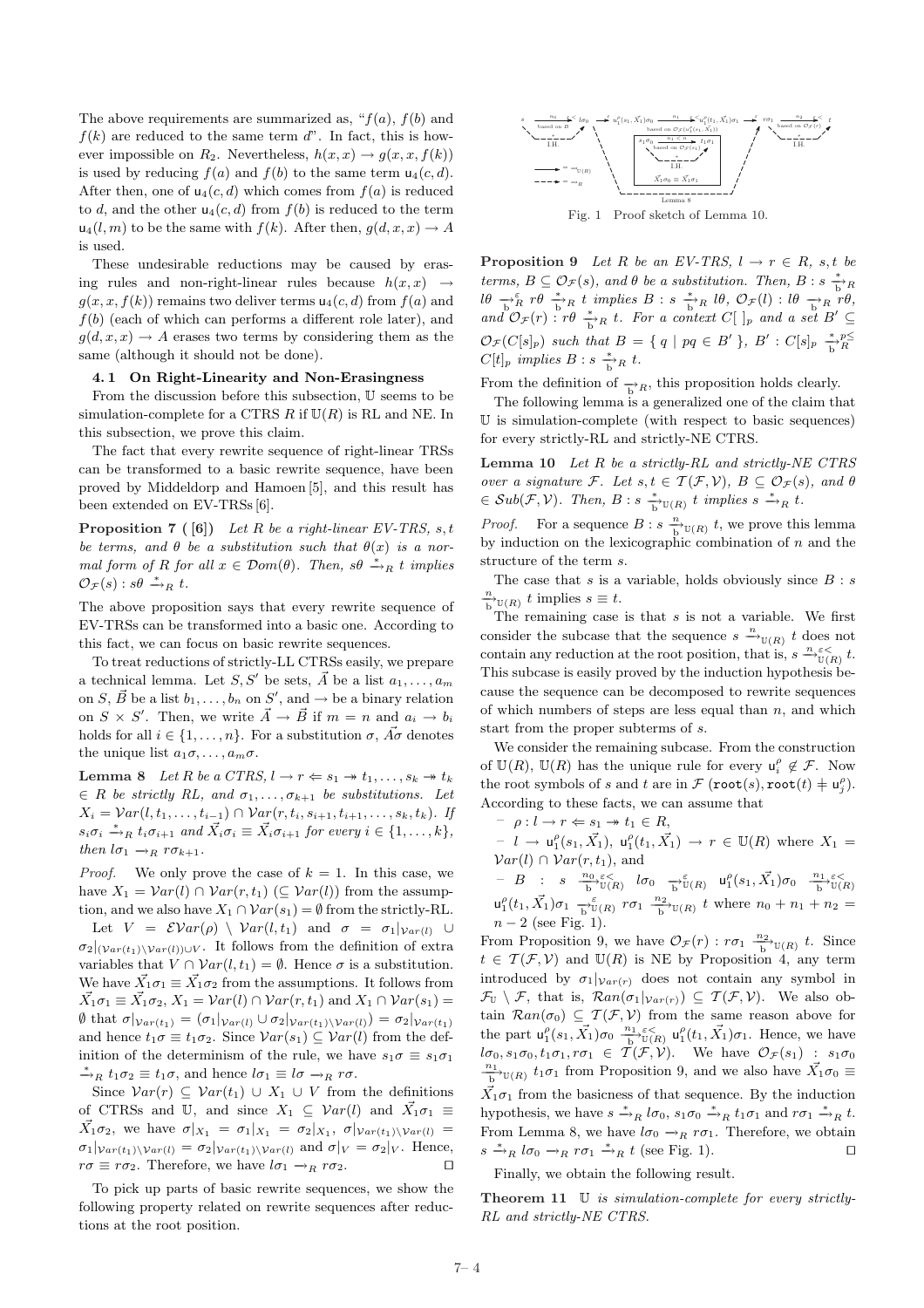The above requirements are summarized as, "$f(a)$, $f(b)$ and $f(k)$ are reduced to the same term $d$". In fact, this is however impossible on $R_2$. Nevertheless, $h(x,x) \to g(x,x,f(k))$ is used by reducing $f(a)$ and $f(b)$ to the same term $\mathsf{u}_4(c,d)$. After then, one of $\mathsf{u}_4(c,d)$ which comes from $f(a)$ is reduced to $d$, and the other $\mathsf{u}_4(c,d)$ from $f(b)$ is reduced to the term $\mathsf{u}_4(l,m)$ to be the same with $f(k)$. After then, $g(d,x,x) \to A$ is used.

These undesirable reductions may be caused by erasing rules and non-right-linear rules because $h(x,x) \to g(x,x,f(k))$ remains two deliver terms $\mathsf{u}_4(c,d)$ from $f(a)$ and $f(b)$ (each of which can performs a different role later), and $g(d,x,x) \to A$ erases two terms by considering them as the same (although it should not be done).

## 4.1 On Right-Linearity and Non-Erasingness

From the discussion before this subsection, $\mathbb{U}$ seems to be simulation-complete for a CTRS $R$ if $\mathbb{U}(R)$ is RL and NE. In this subsection, we prove this claim.

The fact that every rewrite sequence of right-linear TRSs can be transformed to a basic rewrite sequence, have been proved by Middeldorp and Hamoen [5], and this result has been extended on EV-TRSs [6].

**Proposition 7 ([6])** *Let $R$ be a right-linear EV-TRS, $s,t$ be terms, and $\theta$ be a substitution such that $\theta(x)$ is a normal form of $R$ for all $x \in \mathcal{D}om(\theta)$. Then, $s\theta \xrightarrow{*}_R t$ implies $\mathcal{O}_\mathcal{F}(s) : s\theta \xrightarrow{*}_R t$.*

The above proposition says that every rewrite sequence of EV-TRSs can be transformed into a basic one. According to this fact, we can focus on basic rewrite sequences.

To treat reductions of strictly-LL CTRSs easily, we prepare a technical lemma. Let $S, S'$ be sets, $\vec{A}$ be a list $a_1,\ldots,a_m$ on $S$, $\vec{B}$ be a list $b_1,\ldots,b_n$ on $S'$, and $\to$ be a binary relation on $S \times S'$. Then, we write $\vec{A} \to \vec{B}$ if $m = n$ and $a_i \to b_i$ holds for all $i \in \{1,\ldots,n\}$. For a substitution $\sigma$, $\vec{A}\sigma$ denotes the unique list $a_1\sigma,\ldots,a_m\sigma$.

**Lemma 8** *Let $R$ be a CTRS, $l \to r \Leftarrow s_1 \twoheadrightarrow t_1,\ldots,s_k \twoheadrightarrow t_k \in R$ be strictly RL, and $\sigma_1,\ldots,\sigma_{k+1}$ be substitutions. Let $X_i = \mathcal{V}ar(l,t_1,\ldots,t_{i-1}) \cap \mathcal{V}ar(r,t_i,s_{i+1},t_{i+1},\ldots,s_k,t_k)$. If $s_i\sigma_i \xrightarrow{*}_R t_i\sigma_{i+1}$ and $\vec{X}_i\sigma_i \equiv \vec{X}_i\sigma_{i+1}$ for every $i \in \{1,\ldots,k\}$, then $l\sigma_1 \to_R r\sigma_{k+1}$.*

*Proof.* We only prove the case of $k=1$. In this case, we have $X_1 = \mathcal{V}ar(l) \cap \mathcal{V}ar(r,t_1)$ $(\subseteq \mathcal{V}ar(l))$ from the assumption, and we also have $X_1 \cap \mathcal{V}ar(s_1) = \emptyset$ from the strictly-RL.

Let $V = \mathcal{EV}ar(\rho) \setminus \mathcal{V}ar(l,t_1)$ and $\sigma = \sigma_1|_{\mathcal{V}ar(l)} \cup \sigma_2|_{(\mathcal{V}ar(t_1)\setminus\mathcal{V}ar(l))\cup V}$. It follows from the definition of extra variables that $V \cap \mathcal{V}ar(l,t_1) = \emptyset$. Hence $\sigma$ is a substitution. We have $\vec{X}_1\sigma_1 \equiv \vec{X}_1\sigma_2$ from the assumptions. It follows from $\vec{X}_1\sigma_1 \equiv \vec{X}_1\sigma_2$, $X_1 = \mathcal{V}ar(l) \cap \mathcal{V}ar(r,t_1)$ and $X_1 \cap \mathcal{V}ar(s_1) = \emptyset$ that $\sigma|_{\mathcal{V}ar(t_1)} = (\sigma_1|_{\mathcal{V}ar(l)} \cup \sigma_2|_{\mathcal{V}ar(t_1)\setminus\mathcal{V}ar(l)}) = \sigma_2|_{\mathcal{V}ar(t_1)}$ and hence $t_1\sigma \equiv t_1\sigma_2$. Since $\mathcal{V}ar(s_1) \subseteq \mathcal{V}ar(l)$ from the definition of the determinism of the rule, we have $s_1\sigma \equiv s_1\sigma_1 \xrightarrow{*}_R t_1\sigma_2 \equiv t_1\sigma$, and hence $l\sigma_1 \equiv l\sigma \to_R r\sigma$.

Since $\mathcal{V}ar(r) \subseteq \mathcal{V}ar(t_1) \cup X_1 \cup V$ from the definitions of CTRSs and $\mathbb{U}$, and since $X_1 \subseteq \mathcal{V}ar(l)$ and $\vec{X}_1\sigma_1 \equiv \vec{X}_1\sigma_2$, we have $\sigma|_{X_1} = \sigma_1|_{X_1} = \sigma_2|_{X_1}$, $\sigma|_{\mathcal{V}ar(t_1)\setminus\mathcal{V}ar(l)} = \sigma_1|_{\mathcal{V}ar(t_1)\setminus\mathcal{V}ar(l)} = \sigma_2|_{\mathcal{V}ar(t_1)\setminus\mathcal{V}ar(l)}$ and $\sigma|_V = \sigma_2|_V$. Hence, $r\sigma \equiv r\sigma_2$. Therefore, we have $l\sigma_1 \to_R r\sigma_2$. $\square$

To pick up parts of basic rewrite sequences, we show the following property related on rewrite sequences after reductions at the root position.

Fig. 1 Proof sketch of Lemma 10.

**Proposition 9** *Let $R$ be an EV-TRS, $l \to r \in R$, $s,t$ be terms, $B \subseteq \mathcal{O}_\mathcal{F}(s)$, and $\theta$ be a substitution. Then, $B : s \xrightarrow{*}_{\mathrm{b}}{}_R l\theta \xrightarrow{\varepsilon}_{\mathrm{b}}{}_R r\theta \xrightarrow{*}_{\mathrm{b}}{}_R t$ implies $B : s \xrightarrow{*}_{\mathrm{b}}{}_R l\theta$, $\mathcal{O}_\mathcal{F}(l) : l\theta \to_{\mathrm{b}}{}_R r\theta$, and $\mathcal{O}_\mathcal{F}(r) : r\theta \xrightarrow{*}_{\mathrm{b}}{}_R t$. For a context $C[\;]_p$ and a set $B' \subseteq \mathcal{O}_\mathcal{F}(C[s]_p)$ such that $B = \{\, q \mid pq \in B' \,\}$, $B' : C[s]_p \xrightarrow{*}_{\mathrm{b}}{}_R^{p\le} C[t]_p$ implies $B : s \xrightarrow{*}_{\mathrm{b}}{}_R t$.*

From the definition of $\to_{\mathrm{b}}{}_R$, this proposition holds clearly.

The following lemma is a generalized one of the claim that $\mathbb{U}$ is simulation-complete (with respect to basic sequences) for every strictly-RL and strictly-NE CTRS.

**Lemma 10** *Let $R$ be a strictly-RL and strictly-NE CTRS over a signature $\mathcal{F}$. Let $s,t \in \mathcal{T}(\mathcal{F},\mathcal{V})$, $B \subseteq \mathcal{O}_\mathcal{F}(s)$, and $\theta \in \mathcal{S}ub(\mathcal{F},\mathcal{V})$. Then, $B : s \xrightarrow{*}_{\mathrm{b}}{}_{\mathbb{U}(R)} t$ implies $s \xrightarrow{*}_R t$.*

*Proof.* For a sequence $B : s \xrightarrow{n}_{\mathrm{b}}{}_{\mathbb{U}(R)} t$, we prove this lemma by induction on the lexicographic combination of $n$ and the structure of the term $s$.

The case that $s$ is a variable, holds obviously since $B : s \xrightarrow{n}_{\mathrm{b}}{}_{\mathbb{U}(R)} t$ implies $s \equiv t$.

The remaining case is that $s$ is not a variable. We first consider the subcase that the sequence $s \xrightarrow{n}_{\mathbb{U}(R)} t$ does not contain any reduction at the root position, that is, $s \xrightarrow{n}_{\mathrm{b}}{}^{\varepsilon<}_{\mathbb{U}(R)} t$. This subcase is easily proved by the induction hypothesis because the sequence can be decomposed to rewrite sequences of which numbers of steps are less equal than $n$, and which start from the proper subterms of $s$.

We consider the remaining subcase. From the construction of $\mathbb{U}(R)$, $\mathbb{U}(R)$ has the unique rule for every $\mathsf{u}^\rho_i \notin \mathcal{F}$. Now the root symbols of $s$ and $t$ are in $\mathcal{F}$ ($\mathtt{root}(s), \mathtt{root}(t) \neq \mathsf{u}^\rho_j$). According to these facts, we can assume that

- $\rho : l \to r \Leftarrow s_1 \twoheadrightarrow t_1 \in R$,
- $l \to \mathsf{u}^\rho_1(s_1,\vec{X}_1)$, $\mathsf{u}^\rho_1(t_1,\vec{X}_1) \to r \in \mathbb{U}(R)$ where $X_1 = \mathcal{V}ar(l) \cap \mathcal{V}ar(r,t_1)$, and
- $B : s \xrightarrow{n_0}_{\mathrm{b}}{}^{\varepsilon<}_{\mathbb{U}(R)} l\sigma_0 \xrightarrow{\varepsilon}_{\mathrm{b}}{}_{\mathbb{U}(R)} \mathsf{u}^\rho_1(s_1,\vec{X}_1)\sigma_0 \xrightarrow{n_1}_{\mathrm{b}}{}^{\varepsilon<}_{\mathbb{U}(R)} \mathsf{u}^\rho_1(t_1,\vec{X}_1)\sigma_1 \xrightarrow{\varepsilon}_{\mathrm{b}}{}_{\mathbb{U}(R)} r\sigma_1 \xrightarrow{n_2}_{\mathrm{b}}{}_{\mathbb{U}(R)} t$ where $n_0 + n_1 + n_2 = n - 2$ (see Fig. 1).

From Proposition 9, we have $\mathcal{O}_\mathcal{F}(r) : r\sigma_1 \xrightarrow{n_2}_{\mathrm{b}}{}_{\mathbb{U}(R)} t$. Since $t \in \mathcal{T}(\mathcal{F},\mathcal{V})$ and $\mathbb{U}(R)$ is NE by Proposition 4, any term introduced by $\sigma_1|_{\mathcal{V}ar(r)}$ does not contain any symbol in $\mathcal{F}_\mathbb{U} \setminus \mathcal{F}$, that is, $\mathcal{R}an(\sigma_1|_{\mathcal{V}ar(r)}) \subseteq \mathcal{T}(\mathcal{F},\mathcal{V})$. We also obtain $\mathcal{R}an(\sigma_0) \subseteq \mathcal{T}(\mathcal{F},\mathcal{V})$ from the same reason above for the part $\mathsf{u}^\rho_1(s_1,\vec{X}_1)\sigma_0 \xrightarrow{n_1}_{\mathrm{b}}{}^{\varepsilon<}_{\mathbb{U}(R)} \mathsf{u}^\rho_1(t_1,\vec{X}_1)\sigma_1$. Hence, we have $l\sigma_0, s_1\sigma_0, t_1\sigma_1, r\sigma_1 \in \mathcal{T}(\mathcal{F},\mathcal{V})$. We have $\mathcal{O}_\mathcal{F}(s_1) : s_1\sigma_0 \xrightarrow{n_1}_{\mathrm{b}}{}_{\mathbb{U}(R)} t_1\sigma_1$ from Proposition 9, and we also have $\vec{X}_1\sigma_0 \equiv \vec{X}_1\sigma_1$ from the basicness of that sequence. By the induction hypothesis, we have $s \xrightarrow{*}_R l\sigma_0$, $s_1\sigma_0 \xrightarrow{*}_R t_1\sigma_1$ and $r\sigma_1 \xrightarrow{*}_R t$. From Lemma 8, we have $l\sigma_0 \to_R r\sigma_1$. Therefore, we obtain $s \xrightarrow{*}_R l\sigma_0 \to_R r\sigma_1 \xrightarrow{*}_R t$ (see Fig. 1). $\square$

Finally, we obtain the following result.

**Theorem 11** *$\mathbb{U}$ is simulation-complete for every strictly-RL and strictly-NE CTRS.*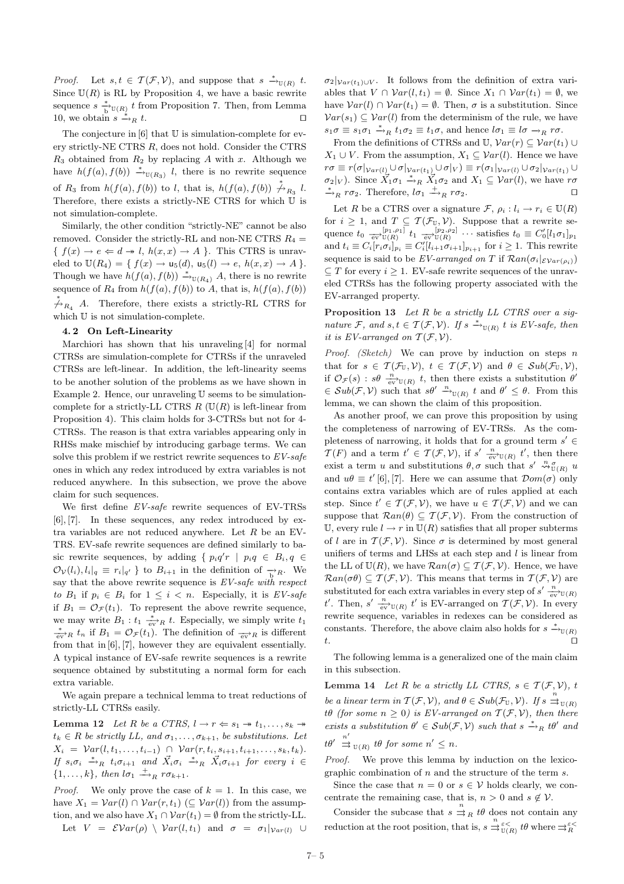*Proof.* Let $s, t \in \mathcal{T}(\mathcal{F}, \mathcal{V})$, and suppose that $s \xrightarrow{*}_{\mathbb{U}(R)} t$. Since $\mathbb{U}(R)$ is RL by Proposition 4, we have a basic rewrite sequence $s \xrightarrow[\text{b}]{*}_{\mathbb{U}(R)} t$ from Proposition 7. Then, from Lemma 10, we obtain $s \xrightarrow{*}_R t$. □

The conjecture in [6] that $\mathbb{U}$ is simulation-complete for every strictly-NE CTRS $R$, does not hold. Consider the CTRS $R_3$ obtained from $R_2$ by replacing $A$ with $x$. Although we have $h(f(a), f(b)) \xrightarrow{*}_{\mathbb{U}(R_3)} l$, there is no rewrite sequence of $R_3$ from $h(f(a), f(b))$ to $l$, that is, $h(f(a), f(b)) \not\xrightarrow{*}_{R_3} l$. Therefore, there exists a strictly-NE CTRS for which $\mathbb{U}$ is not simulation-complete.

Similarly, the other condition "strictly-NE" cannot be also removed. Consider the strictly-RL and non-NE CTRS $R_4 = \{\ f(x) \to e \Leftarrow d \twoheadrightarrow l,\ h(x, x) \to A\ \}$. This CTRS is unraveled to $\mathbb{U}(R_4) = \{\ f(x) \to \mathsf{u}_5(d),\ \mathsf{u}_5(l) \to e,\ h(x, x) \to A\ \}$. Though we have $h(f(a), f(b)) \xrightarrow{*}_{\mathbb{U}(R_4)} A$, there is no rewrite sequence of $R_4$ from $h(f(a), f(b))$ to $A$, that is, $h(f(a), f(b)) \not\xrightarrow{*}_{R_4} A$. Therefore, there exists a strictly-RL CTRS for which $\mathbb{U}$ is not simulation-complete.

#### 4.2 On Left-Linearity

Marchiori has shown that his unraveling [4] for normal CTRSs are simulation-complete for CTRSs if the unraveled CTRSs are left-linear. In addition, the left-linearity seems to be another solution of the problems as we have shown in Example 2. Hence, our unraveling $\mathbb{U}$ seems to be simulation-complete for a strictly-LL CTRS $R$ ($\mathbb{U}(R)$ is left-linear from Proposition 4). This claim holds for 3-CTRSs but not for 4-CTRSs. The reason is that extra variables appearing only in RHSs make mischief by introducing garbage terms. We can solve this problem if we restrict rewrite sequences to *EV-safe* ones in which any redex introduced by extra variables is not reduced anywhere. In this subsection, we prove the above claim for such sequences.

We first define *EV-safe* rewrite sequences of EV-TRSs [6], [7]. In these sequences, any redex introduced by extra variables are not reduced anywhere. Let $R$ be an EV-TRS. EV-safe rewrite sequences are defined similarly to basic rewrite sequences, by adding $\{\ p_i q' r \mid p_i q \in B_i, q \in \mathcal{O}_{\mathcal{V}}(l_i), l_i|_q \equiv r_i|_{q'}\ \}$ to $B_{i+1}$ in the definition of $\xrightarrow[\text{b}]{}_R$. We say that the above rewrite sequence is *EV-safe with respect to* $B_1$ if $p_i \in B_i$ for $1 \le i < n$. Especially, it is *EV-safe* if $B_1 = \mathcal{O}_{\mathcal{F}}(t_1)$. To represent the above rewrite sequence, we may write $B_1 : t_1 \xrightarrow[\text{ev}]{*}_R t$. Especially, we simply write $t_1 \xrightarrow[\text{ev}]{*}_R t_n$ if $B_1 = \mathcal{O}_{\mathcal{F}}(t_1)$. The definition of $\xrightarrow[\text{ev}]{}_R$ is different from that in [6], [7], however they are equivalent essentially. A typical instance of EV-safe rewrite sequences is a rewrite sequence obtained by substituting a normal form for each extra variable.

We again prepare a technical lemma to treat reductions of strictly-LL CTRSs easily.

**Lemma 12** *Let $R$ be a CTRS, $l \to r \Leftarrow s_1 \twoheadrightarrow t_1, \ldots, s_k \twoheadrightarrow t_k \in R$ be strictly LL, and $\sigma_1, \ldots, \sigma_{k+1}$, be substitutions. Let $X_i = \mathcal{V}ar(l, t_1, \ldots, t_{i-1}) \cap \mathcal{V}ar(r, t_i, s_{i+1}, t_{i+1}, \ldots, s_k, t_k)$. If $s_i\sigma_i \xrightarrow{*}_R t_i\sigma_{i+1}$ and $\vec{X}_i\sigma_i \xrightarrow{*}_R \vec{X}_i\sigma_{i+1}$ for every $i \in \{1, \ldots, k\}$, then $l\sigma_1 \xrightarrow{+}_R r\sigma_{k+1}$.*

*Proof.* We only prove the case of $k = 1$. In this case, we have $X_1 = \mathcal{V}ar(l) \cap \mathcal{V}ar(r, t_1)$ ($\subseteq \mathcal{V}ar(l)$) from the assumption, and we also have $X_1 \cap \mathcal{V}ar(t_1) = \emptyset$ from the strictly-LL.

Let $V = \mathcal{EV}ar(\rho) \setminus \mathcal{V}ar(l, t_1)$ and $\sigma = \sigma_1|_{\mathcal{V}ar(l)} \cup \sigma_2|_{\mathcal{V}ar(t_1) \cup V}$. It follows from the definition of extra variables that $V \cap \mathcal{V}ar(l, t_1) = \emptyset$. Since $X_1 \cap \mathcal{V}ar(t_1) = \emptyset$, we have $\mathcal{V}ar(l) \cap \mathcal{V}ar(t_1) = \emptyset$. Then, $\sigma$ is a substitution. Since $\mathcal{V}ar(s_1) \subseteq \mathcal{V}ar(l)$ from the determinism of the rule, we have $s_1\sigma \equiv s_1\sigma_1 \xrightarrow{*}_R t_1\sigma_2 \equiv t_1\sigma$, and hence $l\sigma_1 \equiv l\sigma \to_R r\sigma$.

From the definitions of CTRSs and $\mathbb{U}$, $\mathcal{V}ar(r) \subseteq \mathcal{V}ar(t_1) \cup X_1 \cup V$. From the assumption, $X_1 \subseteq \mathcal{V}ar(l)$. Hence we have $r\sigma \equiv r(\sigma|_{\mathcal{V}ar(l)} \cup \sigma|_{\mathcal{V}ar(t_1)} \cup \sigma|_V) \equiv r(\sigma_1|_{\mathcal{V}ar(l)} \cup \sigma_2|_{\mathcal{V}ar(t_1)} \cup \sigma_2|_V)$. Since $\vec{X}_1\sigma_1 \xrightarrow{*}_R \vec{X}_1\sigma_2$ and $X_1 \subseteq \mathcal{V}ar(l)$, we have $r\sigma \xrightarrow{*}_R r\sigma_2$. Therefore, $l\sigma_1 \xrightarrow{+}_R r\sigma_2$. □

Let $R$ be a CTRS over a signature $\mathcal{F}$, $\rho_i : l_i \to r_i \in \mathbb{U}(R)$ for $i \ge 1$, and $T \subseteq \mathcal{T}(\mathcal{F}_{\mathbb{U}}, \mathcal{V})$. Suppose that a rewrite sequence $t_0 \xrightarrow[\text{ev}]{[p_1, \rho_1]}_{\mathbb{U}(R)} t_1 \xrightarrow[\text{ev}]{[p_2, \rho_2]}_{\mathbb{U}(R)} \cdots$ satisfies $t_0 \equiv C_0'[l_1\sigma_1]_{p_1}$ and $t_i \equiv C_i[r_i\sigma_i]_{p_i} \equiv C_i'[l_{i+1}\sigma_{i+1}]_{p_{i+1}}$ for $i \ge 1$. This rewrite sequence is said to be *EV-arranged on* $T$ if $\mathcal{R}an(\sigma_i|_{\mathcal{EV}ar(\rho_i)}) \subseteq T$ for every $i \ge 1$. EV-safe rewrite sequences of the unraveled CTRSs has the following property associated with the EV-arranged property.

**Proposition 13** *Let $R$ be a strictly LL CTRS over a signature $\mathcal{F}$, and $s, t \in \mathcal{T}(\mathcal{F}, \mathcal{V})$. If $s \xrightarrow{*}_{\mathbb{U}(R)} t$ is EV-safe, then it is EV-arranged on $\mathcal{T}(\mathcal{F}, \mathcal{V})$.*

*Proof. (Sketch)* We can prove by induction on steps $n$ that for $s \in \mathcal{T}(\mathcal{F}_{\mathbb{U}}, \mathcal{V})$, $t \in \mathcal{T}(\mathcal{F}, \mathcal{V})$ and $\theta \in \mathcal{S}ub(\mathcal{F}_{\mathbb{U}}, \mathcal{V})$, if $\mathcal{O}_{\mathcal{F}}(s) : s\theta \xrightarrow[\text{ev}]{n}_{\mathbb{U}(R)} t$, then there exists a substitution $\theta' \in \mathcal{S}ub(\mathcal{F}, \mathcal{V})$ such that $s\theta' \xrightarrow[\text{ev}]{n}_{\mathbb{U}(R)} t$ and $\theta' \le \theta$. From this lemma, we can shown the claim of this proposition.

As another proof, we can prove this proposition by using the completeness of narrowing of EV-TRSs. As the completeness of narrowing, it holds that for a ground term $s' \in \mathcal{T}(F)$ and a term $t' \in \mathcal{T}(\mathcal{F}, \mathcal{V})$, if $s' \xrightarrow[\text{ev}]{n}_{\mathbb{U}(R)} t'$, then there exist a term $u$ and substitutions $\theta, \sigma$ such that $s' \overset{n}{\leadsto}{}^{\sigma}_{\mathbb{U}(R)} u$ and $u\theta \equiv t'$ [6], [7]. Here we can assume that $\mathcal{D}om(\sigma)$ only contains extra variables which are of rules applied at each step. Since $t' \in \mathcal{T}(\mathcal{F}, \mathcal{V})$, we have $u \in \mathcal{T}(\mathcal{F}, \mathcal{V})$ and we can suppose that $\mathcal{R}an(\theta) \subseteq \mathcal{T}(\mathcal{F}, \mathcal{V})$. From the construction of $\mathbb{U}$, every rule $l \to r$ in $\mathbb{U}(R)$ satisfies that all proper subterms of $l$ are in $\mathcal{T}(\mathcal{F}, \mathcal{V})$. Since $\sigma$ is determined by most general unifiers of terms and LHSs at each step and $l$ is linear from the LL of $\mathbb{U}(R)$, we have $\mathcal{R}an(\sigma) \subseteq \mathcal{T}(\mathcal{F}, \mathcal{V})$. Hence, we have $\mathcal{R}an(\sigma\theta) \subseteq \mathcal{T}(\mathcal{F}, \mathcal{V})$. This means that terms in $\mathcal{T}(\mathcal{F}, \mathcal{V})$ are substituted for each extra variables in every step of $s' \xrightarrow[\text{ev}]{n}_{\mathbb{U}(R)} t'$. Then, $s' \xrightarrow[\text{ev}]{n}_{\mathbb{U}(R)} t'$ is EV-arranged on $\mathcal{T}(\mathcal{F}, \mathcal{V})$. In every rewrite sequence, variables in redexes can be considered as constants. Therefore, the above claim also holds for $s \xrightarrow{*}_{\mathbb{U}(R)} t$. □

The following lemma is a generalized one of the main claim in this subsection.

**Lemma 14** *Let $R$ be a strictly LL CTRS, $s \in \mathcal{T}(\mathcal{F}, \mathcal{V})$, $t$ be a linear term in $\mathcal{T}(\mathcal{F}, \mathcal{V})$, and $\theta \in \mathcal{S}ub(\mathcal{F}_{\mathbb{U}}, \mathcal{V})$. If $s \overset{n}{\rightrightarrows}_{\mathbb{U}(R)} t\theta$ (for some $n \ge 0$) is EV-arranged on $\mathcal{T}(\mathcal{F}, \mathcal{V})$, then there exists a substitution $\theta' \in \mathcal{S}ub(\mathcal{F}, \mathcal{V})$ such that $s \xrightarrow{*}_R t\theta'$ and $t\theta' \overset{n'}{\rightrightarrows}_{\mathbb{U}(R)} t\theta$ for some $n' \le n$.*

*Proof.* We prove this lemma by induction on the lexicographic combination of $n$ and the structure of the term $s$.

Since the case that $n = 0$ or $s \in \mathcal{V}$ holds clearly, we concentrate the remaining case, that is, $n > 0$ and $s \notin \mathcal{V}$.

Consider the subcase that $s \overset{n}{\rightrightarrows}_R t\theta$ does not contain any reduction at the root position, that is, $s \overset{n}{\rightrightarrows}{}^{\varepsilon<}_{\mathbb{U}(R)} t\theta$ where $\rightrightarrows^{\varepsilon<}_R$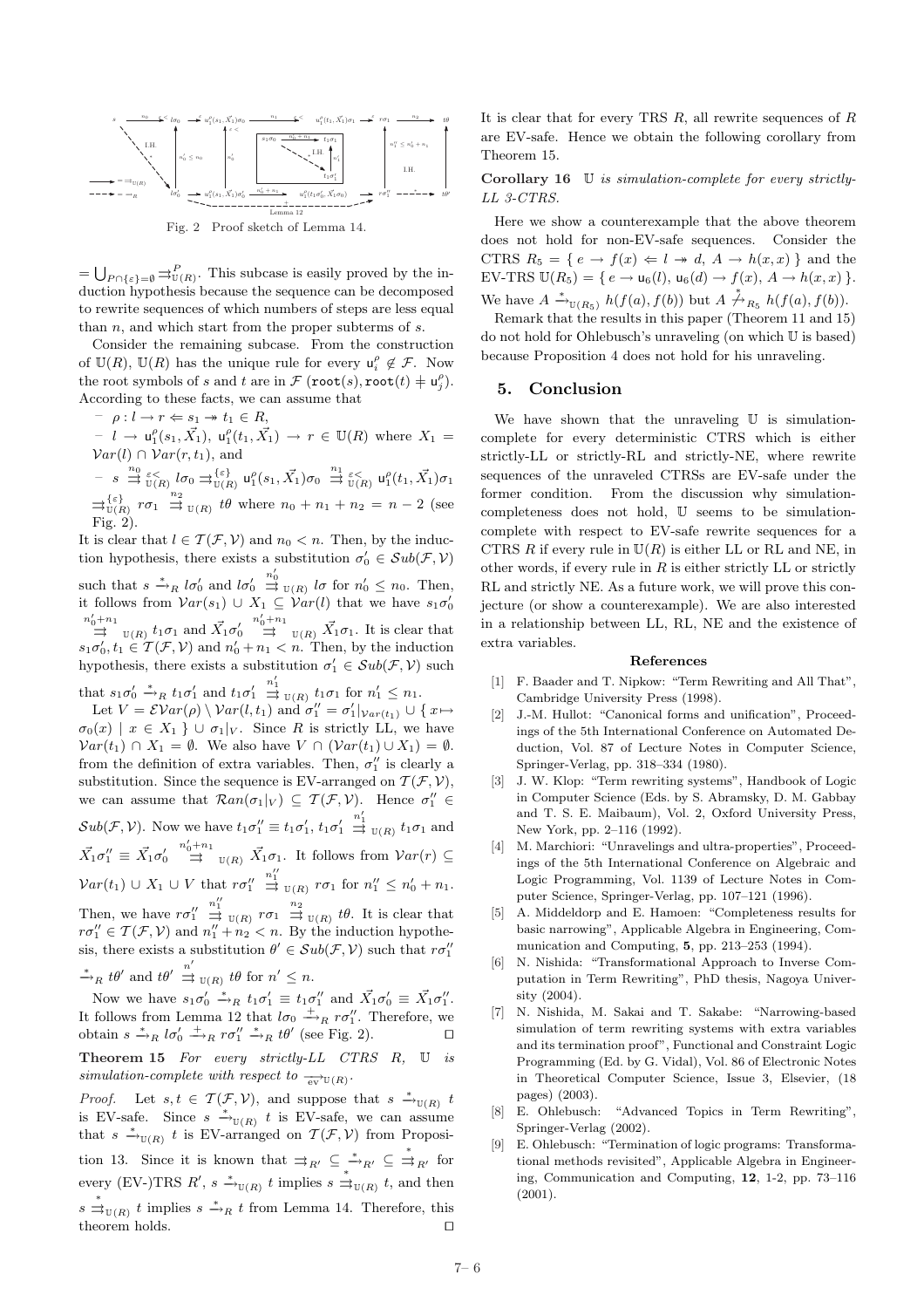Fig. 2 Proof sketch of Lemma 14.

$= \bigcup_{P \cap \{\varepsilon\} = \emptyset} \rightrightarrows^{P}_{\mathbb{U}(R)}$. This subcase is easily proved by the induction hypothesis because the sequence can be decomposed to rewrite sequences of which numbers of steps are less equal than $n$, and which start from the proper subterms of $s$.

Consider the remaining subcase. From the construction of $\mathbb{U}(R)$, $\mathbb{U}(R)$ has the unique rule for every $\mathsf{u}^{\rho}_{i} \notin \mathcal{F}$. Now the root symbols of $s$ and $t$ are in $\mathcal{F}$ ($\mathtt{root}(s), \mathtt{root}(t) \neq \mathsf{u}^{\rho}_{j}$). According to these facts, we can assume that

- $\rho : l \to r \Leftarrow s_1 \twoheadrightarrow t_1 \in R$,
- $l \to \mathsf{u}^{\rho}_{1}(s_1, \vec{X_1}),\ \mathsf{u}^{\rho}_{1}(t_1, \vec{X_1}) \to r \in \mathbb{U}(R)$ where $X_1 = \mathcal{V}ar(l) \cap \mathcal{V}ar(r, t_1)$, and
- $s \overset{n_0}{\rightrightarrows}{}^{\varepsilon<}_{\mathbb{U}(R)} l\sigma_0 \rightrightarrows^{\{\varepsilon\}}_{\mathbb{U}(R)} \mathsf{u}^{\rho}_{1}(s_1, \vec{X_1})\sigma_0 \overset{n_1}{\rightrightarrows}{}^{\varepsilon<}_{\mathbb{U}(R)} \mathsf{u}^{\rho}_{1}(t_1, \vec{X_1})\sigma_1$ $\rightrightarrows^{\{\varepsilon\}}_{\mathbb{U}(R)} r\sigma_1 \overset{n_2}{\rightrightarrows}_{\mathbb{U}(R)} t\theta$ where $n_0 + n_1 + n_2 = n - 2$ (see Fig. 2).

It is clear that $l \in \mathcal{T}(\mathcal{F}, \mathcal{V})$ and $n_0 < n$. Then, by the induction hypothesis, there exists a substitution $\sigma'_0 \in \mathcal{S}ub(\mathcal{F}, \mathcal{V})$ such that $s \xrightarrow{*}_{R} l\sigma'_0$ and $l\sigma'_0 \overset{n'_0}{\rightrightarrows}_{\mathbb{U}(R)} l\sigma$ for $n'_0 \leq n_0$. Then, it follows from $\mathcal{V}ar(s_1) \cup X_1 \subseteq \mathcal{V}ar(l)$ that we have $s_1\sigma'_0 \overset{n'_0+n_1}{\rightrightarrows}_{\mathbb{U}(R)} t_1\sigma_1$ and $\vec{X_1}\sigma'_0 \overset{n'_0+n_1}{\rightrightarrows}_{\mathbb{U}(R)} \vec{X_1}\sigma_1$. It is clear that $s_1\sigma'_0, t_1 \in \mathcal{T}(\mathcal{F}, \mathcal{V})$ and $n'_0 + n_1 < n$. Then, by the induction hypothesis, there exists a substitution $\sigma'_1 \in \mathcal{S}ub(\mathcal{F}, \mathcal{V})$ such that $s_1\sigma'_0 \xrightarrow{*}_{R} t_1\sigma'_1$ and $t_1\sigma'_1 \overset{n'_1}{\rightrightarrows}_{\mathbb{U}(R)} t_1\sigma_1$ for $n'_1 \leq n_1$.

Let $V = \mathcal{EV}ar(\rho) \setminus \mathcal{V}ar(l, t_1)$ and $\sigma''_1 = \sigma'_1|_{\mathcal{V}ar(t_1)} \cup \{ x \mapsto \sigma_0(x) \mid x \in X_1 \} \cup \sigma_1|_V$. Since $R$ is strictly LL, we have $\mathcal{V}ar(t_1) \cap X_1 = \emptyset$. We also have $V \cap (\mathcal{V}ar(t_1) \cup X_1) = \emptyset$. from the definition of extra variables. Then, $\sigma''_1$ is clearly a substitution. Since the sequence is EV-arranged on $\mathcal{T}(\mathcal{F}, \mathcal{V})$, we can assume that $\mathcal{R}an(\sigma_1|_V) \subseteq \mathcal{T}(\mathcal{F}, \mathcal{V})$. Hence $\sigma''_1 \in \mathcal{S}ub(\mathcal{F}, \mathcal{V})$. Now we have $t_1\sigma''_1 \equiv t_1\sigma'_1$, $t_1\sigma'_1 \overset{n'_1}{\rightrightarrows}_{\mathbb{U}(R)} t_1\sigma_1$ and $\vec{X_1}\sigma''_1 \equiv \vec{X_1}\sigma'_0 \overset{n'_0+n_1}{\rightrightarrows}_{\mathbb{U}(R)} \vec{X_1}\sigma_1$. It follows from $\mathcal{V}ar(r) \subseteq \mathcal{V}ar(t_1) \cup X_1 \cup V$ that $r\sigma''_1 \overset{n''_1}{\rightrightarrows}_{\mathbb{U}(R)} r\sigma_1$ for $n''_1 \leq n'_0 + n_1$. Then, we have $r\sigma''_1 \overset{n''_1}{\rightrightarrows}_{\mathbb{U}(R)} r\sigma_1 \overset{n_2}{\rightrightarrows}_{\mathbb{U}(R)} t\theta$. It is clear that $r\sigma''_1 \in \mathcal{T}(\mathcal{F}, \mathcal{V})$ and $n''_1 + n_2 < n$. By the induction hypothesis, there exists a substitution $\theta' \in \mathcal{S}ub(\mathcal{F}, \mathcal{V})$ such that $r\sigma''_1 \xrightarrow{*}_{R} t\theta'$ and $t\theta' \overset{n'}{\rightrightarrows}_{\mathbb{U}(R)} t\theta$ for $n' \leq n$.

Now we have $s_1\sigma'_0 \xrightarrow{*}_{R} t_1\sigma'_1 \equiv t_1\sigma''_1$ and $\vec{X_1}\sigma'_0 \equiv \vec{X_1}\sigma''_1$. It follows from Lemma 12 that $l\sigma'_0 \xrightarrow{+}_{R} r\sigma''_1$. Therefore, we obtain $s \xrightarrow{*}_{R} l\sigma'_0 \xrightarrow{+}_{R} r\sigma''_1 \xrightarrow{*}_{R} t\theta'$ (see Fig. 2). □

**Theorem 15** *For every strictly-LL CTRS $R$, $\mathbb{U}$ is simulation-complete with respect to $\xrightarrow[\text{ev}]{}_{\mathbb{U}(R)}$.*

*Proof.* Let $s, t \in \mathcal{T}(\mathcal{F}, \mathcal{V})$, and suppose that $s \xrightarrow{*}_{\mathbb{U}(R)} t$ is EV-safe. Since $s \xrightarrow{*}_{\mathbb{U}(R)} t$ is EV-safe, we can assume that $s \xrightarrow{*}_{\mathbb{U}(R)} t$ is EV-arranged on $\mathcal{T}(\mathcal{F}, \mathcal{V})$ from Proposition 13. Since it is known that $\rightrightarrows_{R'} \subseteq \xrightarrow{*}_{R'} \subseteq \overset{*}{\rightrightarrows}_{R'}$ for every (EV-)TRS $R'$, $s \xrightarrow{*}_{\mathbb{U}(R)} t$ implies $s \overset{*}{\rightrightarrows}_{\mathbb{U}(R)} t$, and then $s \overset{*}{\rightrightarrows}_{\mathbb{U}(R)} t$ implies $s \xrightarrow{*}_{R} t$ from Lemma 14. Therefore, this theorem holds. □

It is clear that for every TRS $R$, all rewrite sequences of $R$ are EV-safe. Hence we obtain the following corollary from Theorem 15.

**Corollary 16** *$\mathbb{U}$ is simulation-complete for every strictly-LL 3-CTRS.*

Here we show a counterexample that the above theorem does not hold for non-EV-safe sequences. Consider the CTRS $R_5 = \{ e \to f(x) \Leftarrow l \twoheadrightarrow d,\ A \to h(x, x) \}$ and the EV-TRS $\mathbb{U}(R_5) = \{ e \to \mathsf{u}_6(l),\ \mathsf{u}_6(d) \to f(x),\ A \to h(x, x) \}$. We have $A \xrightarrow{*}_{\mathbb{U}(R_5)} h(f(a), f(b))$ but $A \not\xrightarrow{*}_{R_5} h(f(a), f(b))$.

Remark that the results in this paper (Theorem 11 and 15) do not hold for Ohlebusch's unraveling (on which $\mathbb{U}$ is based) because Proposition 4 does not hold for his unraveling.

## 5. Conclusion

We have shown that the unraveling $\mathbb{U}$ is simulation-complete for every deterministic CTRS which is either strictly-LL or strictly-RL and strictly-NE, where rewrite sequences of the unraveled CTRSs are EV-safe under the former condition. From the discussion why simulation-completeness does not hold, $\mathbb{U}$ seems to be simulation-complete with respect to EV-safe rewrite sequences for a CTRS $R$ if every rule in $\mathbb{U}(R)$ is either LL or RL and NE, in other words, if every rule in $R$ is either strictly LL or strictly RL and strictly NE. As a future work, we will prove this conjecture (or show a counterexample). We are also interested in a relationship between LL, RL, NE and the existence of extra variables.

### References

[1] F. Baader and T. Nipkow: "Term Rewriting and All That", Cambridge University Press (1998).

[2] J.-M. Hullot: "Canonical forms and unification", Proceedings of the 5th International Conference on Automated Deduction, Vol. 87 of Lecture Notes in Computer Science, Springer-Verlag, pp. 318–334 (1980).

[3] J. W. Klop: "Term rewriting systems", Handbook of Logic in Computer Science (Eds. by S. Abramsky, D. M. Gabbay and T. S. E. Maibaum), Vol. 2, Oxford University Press, New York, pp. 2–116 (1992).

[4] M. Marchiori: "Unravelings and ultra-properties", Proceedings of the 5th International Conference on Algebraic and Logic Programming, Vol. 1139 of Lecture Notes in Computer Science, Springer-Verlag, pp. 107–121 (1996).

[5] A. Middeldorp and E. Hamoen: "Completeness results for basic narrowing", Applicable Algebra in Engineering, Communication and Computing, **5**, pp. 213–253 (1994).

[6] N. Nishida: "Transformational Approach to Inverse Computation in Term Rewriting", PhD thesis, Nagoya University (2004).

[7] N. Nishida, M. Sakai and T. Sakabe: "Narrowing-based simulation of term rewriting systems with extra variables and its termination proof", Functional and Constraint Logic Programming (Ed. by G. Vidal), Vol. 86 of Electronic Notes in Theoretical Computer Science, Issue 3, Elsevier, (18 pages) (2003).

[8] E. Ohlebusch: "Advanced Topics in Term Rewriting", Springer-Verlag (2002).

[9] E. Ohlebusch: "Termination of logic programs: Transformational methods revisited", Applicable Algebra in Engineering, Communication and Computing, **12**, 1-2, pp. 73–116 (2001).